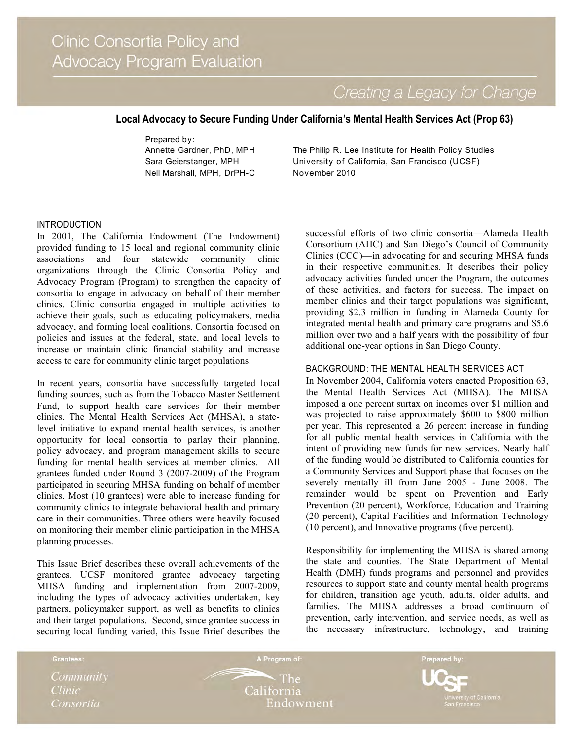# Clinic Consortia Policy and Advocacy Program Evaluation

*Creating a Legacy for Change*

## Local Advocacy to Secure Funding Under California's Mental Health Services Act (Prop 63)

Prepared by:

Annette Gardner, PhD, MPH
Sara Geierstanger, MPH
Nell Marshall, MPH, DrPH-C

The Philip R. Lee Institute for Health Policy Studies
University of California, San Francisco (UCSF)
November 2010

### INTRODUCTION

In 2001, The California Endowment (The Endowment) provided funding to 15 local and regional community clinic associations and four statewide community clinic organizations through the Clinic Consortia Policy and Advocacy Program (Program) to strengthen the capacity of consortia to engage in advocacy on behalf of their member clinics. Clinic consortia engaged in multiple activities to achieve their goals, such as educating policymakers, media advocacy, and forming local coalitions. Consortia focused on policies and issues at the federal, state, and local levels to increase or maintain clinic financial stability and increase access to care for community clinic target populations.

In recent years, consortia have successfully targeted local funding sources, such as from the Tobacco Master Settlement Fund, to support health care services for their member clinics. The Mental Health Services Act (MHSA), a state-level initiative to expand mental health services, is another opportunity for local consortia to parlay their planning, policy advocacy, and program management skills to secure funding for mental health services at member clinics. All grantees funded under Round 3 (2007-2009) of the Program participated in securing MHSA funding on behalf of member clinics. Most (10 grantees) were able to increase funding for community clinics to integrate behavioral health and primary care in their communities. Three others were heavily focused on monitoring their member clinic participation in the MHSA planning processes.

This Issue Brief describes these overall achievements of the grantees. UCSF monitored grantee advocacy targeting MHSA funding and implementation from 2007-2009, including the types of advocacy activities undertaken, key partners, policymaker support, as well as benefits to clinics and their target populations. Second, since grantee success in securing local funding varied, this Issue Brief describes the successful efforts of two clinic consortia—Alameda Health Consortium (AHC) and San Diego's Council of Community Clinics (CCC)—in advocating for and securing MHSA funds in their respective communities. It describes their policy advocacy activities funded under the Program, the outcomes of these activities, and factors for success. The impact on member clinics and their target populations was significant, providing $2.3 million in funding in Alameda County for integrated mental health and primary care programs and $5.6 million over two and a half years with the possibility of four additional one-year options in San Diego County.

### BACKGROUND: THE MENTAL HEALTH SERVICES ACT

In November 2004, California voters enacted Proposition 63, the Mental Health Services Act (MHSA). The MHSA imposed a one percent surtax on incomes over $1 million and was projected to raise approximately $600 to $800 million per year. This represented a 26 percent increase in funding for all public mental health services in California with the intent of providing new funds for new services. Nearly half of the funding would be distributed to California counties for a Community Services and Support phase that focuses on the severely mentally ill from June 2005 - June 2008. The remainder would be spent on Prevention and Early Prevention (20 percent), Workforce, Education and Training (20 percent), Capital Facilities and Information Technology (10 percent), and Innovative programs (five percent).

Responsibility for implementing the MHSA is shared among the state and counties. The State Department of Mental Health (DMH) funds programs and personnel and provides resources to support state and county mental health programs for children, transition age youth, adults, older adults, and families. The MHSA addresses a broad continuum of prevention, early intervention, and service needs, as well as the necessary infrastructure, technology, and training

Grantees: Community Clinic Consortia | A Program of: The California Endowment | Prepared by: UCSF University of California San Francisco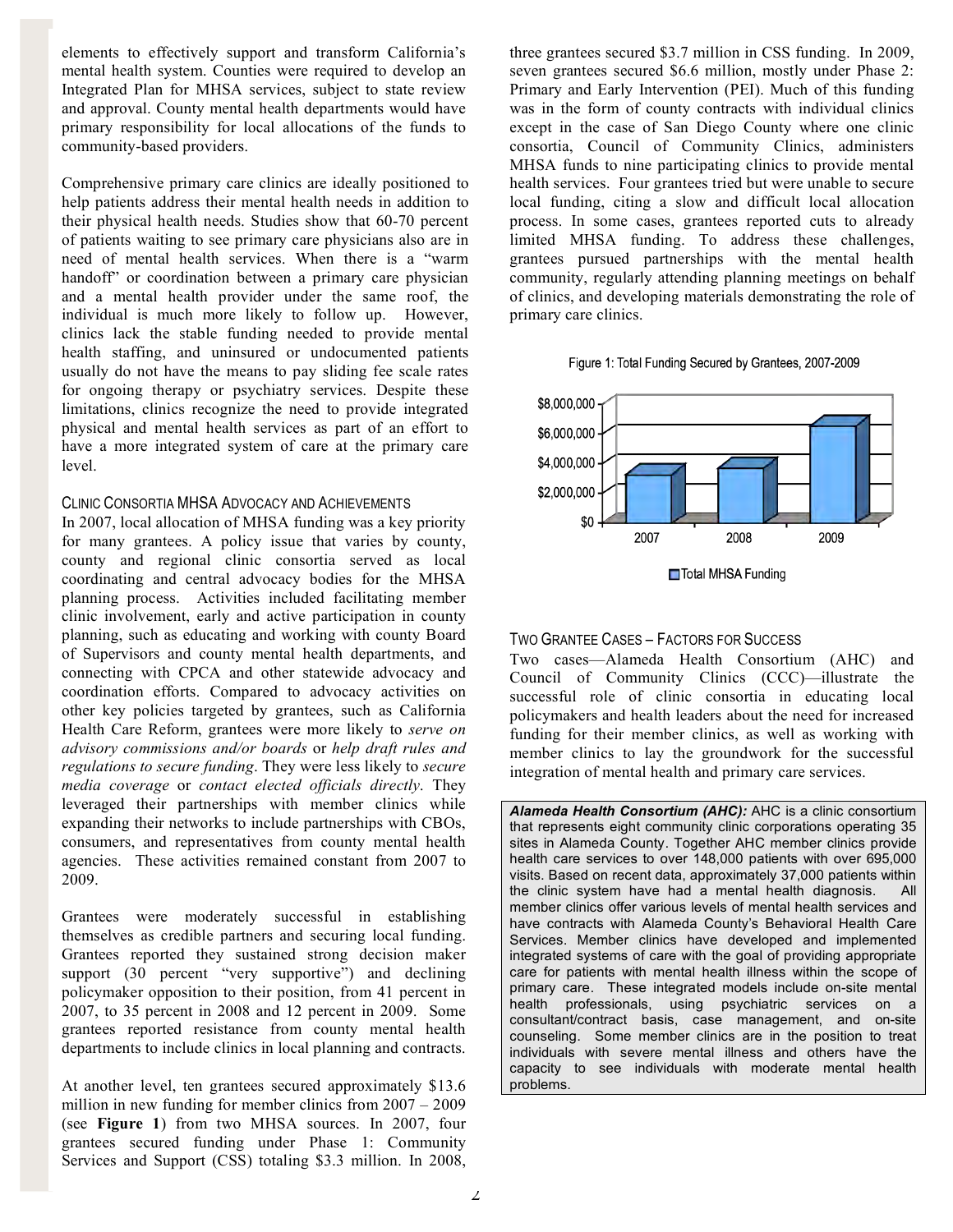elements to effectively support and transform California's mental health system. Counties were required to develop an Integrated Plan for MHSA services, subject to state review and approval. County mental health departments would have primary responsibility for local allocations of the funds to community-based providers.

Comprehensive primary care clinics are ideally positioned to help patients address their mental health needs in addition to their physical health needs. Studies show that 60-70 percent of patients waiting to see primary care physicians also are in need of mental health services. When there is a "warm handoff" or coordination between a primary care physician and a mental health provider under the same roof, the individual is much more likely to follow up. However, clinics lack the stable funding needed to provide mental health staffing, and uninsured or undocumented patients usually do not have the means to pay sliding fee scale rates for ongoing therapy or psychiatry services. Despite these limitations, clinics recognize the need to provide integrated physical and mental health services as part of an effort to have a more integrated system of care at the primary care level.

### Clinic Consortia MHSA Advocacy and Achievements

In 2007, local allocation of MHSA funding was a key priority for many grantees. A policy issue that varies by county, county and regional clinic consortia served as local coordinating and central advocacy bodies for the MHSA planning process. Activities included facilitating member clinic involvement, early and active participation in county planning, such as educating and working with county Board of Supervisors and county mental health departments, and connecting with CPCA and other statewide advocacy and coordination efforts. Compared to advocacy activities on other key policies targeted by grantees, such as California Health Care Reform, grantees were more likely to *serve on advisory commissions and/or boards* or *help draft rules and regulations to secure funding*. They were less likely to *secure media coverage* or *contact elected officials directly*. They leveraged their partnerships with member clinics while expanding their networks to include partnerships with CBOs, consumers, and representatives from county mental health agencies. These activities remained constant from 2007 to 2009.

Grantees were moderately successful in establishing themselves as credible partners and securing local funding. Grantees reported they sustained strong decision maker support (30 percent "very supportive") and declining policymaker opposition to their position, from 41 percent in 2007, to 35 percent in 2008 and 12 percent in 2009. Some grantees reported resistance from county mental health departments to include clinics in local planning and contracts.

At another level, ten grantees secured approximately $13.6 million in new funding for member clinics from 2007 – 2009 (see **Figure 1**) from two MHSA sources. In 2007, four grantees secured funding under Phase 1: Community Services and Support (CSS) totaling $3.3 million. In 2008, three grantees secured $3.7 million in CSS funding. In 2009, seven grantees secured $6.6 million, mostly under Phase 2: Primary and Early Intervention (PEI). Much of this funding was in the form of county contracts with individual clinics except in the case of San Diego County where one clinic consortia, Council of Community Clinics, administers MHSA funds to nine participating clinics to provide mental health services. Four grantees tried but were unable to secure local funding, citing a slow and difficult local allocation process. In some cases, grantees reported cuts to already limited MHSA funding. To address these challenges, grantees pursued partnerships with the mental health community, regularly attending planning meetings on behalf of clinics, and developing materials demonstrating the role of primary care clinics.

Figure 1: Total Funding Secured by Grantees, 2007-2009

| Year | Total MHSA Funding |
|---|---|
| 2007 | $3.3 million |
| 2008 | $3.7 million |
| 2009 | $6.6 million |

### Two Grantee Cases – Factors for Success

Two cases—Alameda Health Consortium (AHC) and Council of Community Clinics (CCC)—illustrate the successful role of clinic consortia in educating local policymakers and health leaders about the need for increased funding for their member clinics, as well as working with member clinics to lay the groundwork for the successful integration of mental health and primary care services.

***Alameda Health Consortium (AHC):*** AHC is a clinic consortium that represents eight community clinic corporations operating 35 sites in Alameda County. Together AHC member clinics provide health care services to over 148,000 patients with over 695,000 visits. Based on recent data, approximately 37,000 patients within the clinic system have had a mental health diagnosis. All member clinics offer various levels of mental health services and have contracts with Alameda County's Behavioral Health Care Services. Member clinics have developed and implemented integrated systems of care with the goal of providing appropriate care for patients with mental health illness within the scope of primary care. These integrated models include on-site mental health professionals, using psychiatric services on a consultant/contract basis, case management, and on-site counseling. Some member clinics are in the position to treat individuals with severe mental illness and others have the capacity to see individuals with moderate mental health problems.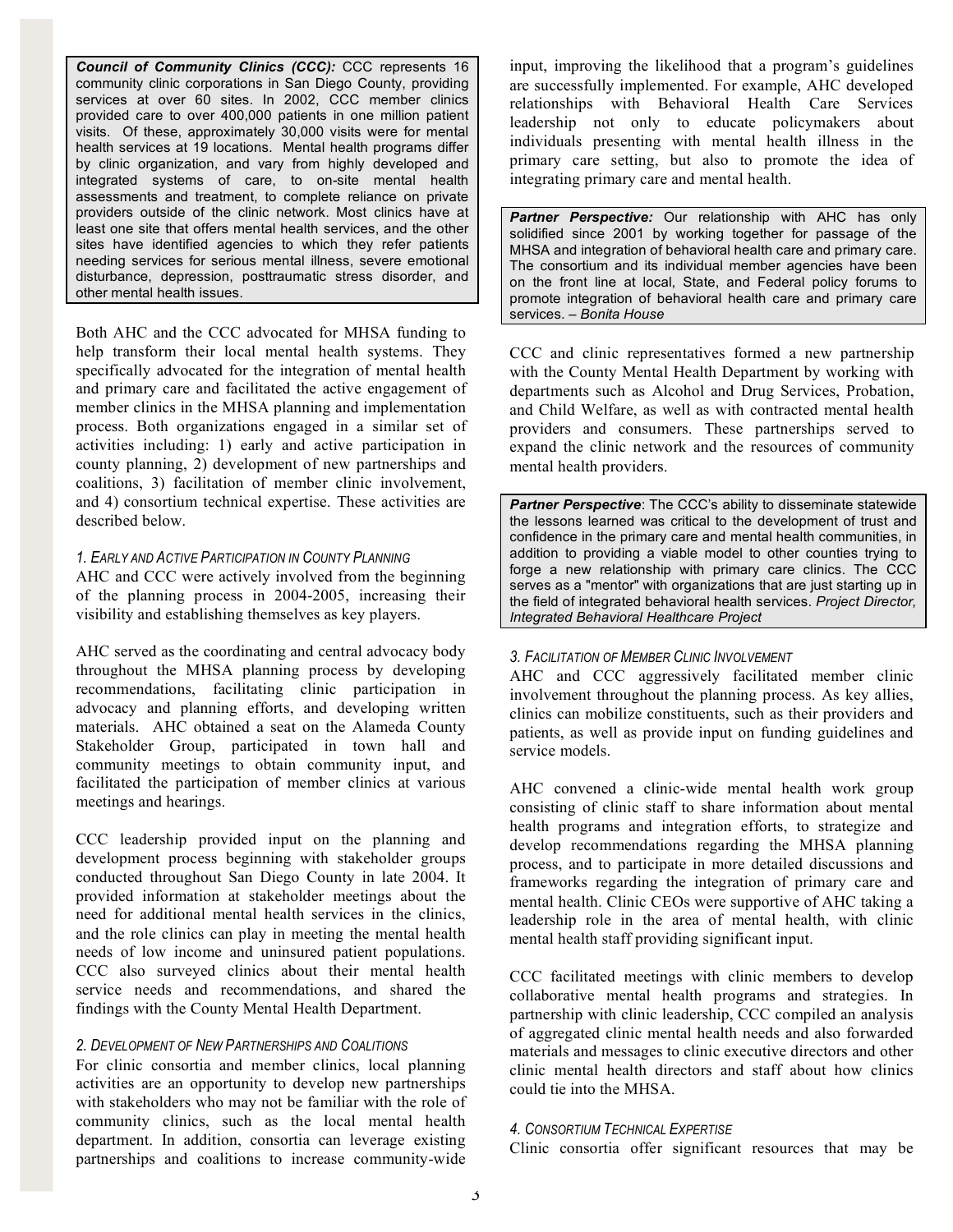> ***Council of Community Clinics (CCC):*** CCC represents 16 community clinic corporations in San Diego County, providing services at over 60 sites. In 2002, CCC member clinics provided care to over 400,000 patients in one million patient visits. Of these, approximately 30,000 visits were for mental health services at 19 locations. Mental health programs differ by clinic organization, and vary from highly developed and integrated systems of care, to on-site mental health assessments and treatment, to complete reliance on private providers outside of the clinic network. Most clinics have at least one site that offers mental health services, and the other sites have identified agencies to which they refer patients needing services for serious mental illness, severe emotional disturbance, depression, posttraumatic stress disorder, and other mental health issues.

Both AHC and the CCC advocated for MHSA funding to help transform their local mental health systems. They specifically advocated for the integration of mental health and primary care and facilitated the active engagement of member clinics in the MHSA planning and implementation process. Both organizations engaged in a similar set of activities including: 1) early and active participation in county planning, 2) development of new partnerships and coalitions, 3) facilitation of member clinic involvement, and 4) consortium technical expertise. These activities are described below.

*1. Early and Active Participation in County Planning*

AHC and CCC were actively involved from the beginning of the planning process in 2004-2005, increasing their visibility and establishing themselves as key players.

AHC served as the coordinating and central advocacy body throughout the MHSA planning process by developing recommendations, facilitating clinic participation in advocacy and planning efforts, and developing written materials. AHC obtained a seat on the Alameda County Stakeholder Group, participated in town hall and community meetings to obtain community input, and facilitated the participation of member clinics at various meetings and hearings.

CCC leadership provided input on the planning and development process beginning with stakeholder groups conducted throughout San Diego County in late 2004. It provided information at stakeholder meetings about the need for additional mental health services in the clinics, and the role clinics can play in meeting the mental health needs of low income and uninsured patient populations. CCC also surveyed clinics about their mental health service needs and recommendations, and shared the findings with the County Mental Health Department.

*2. Development of New Partnerships and Coalitions*

For clinic consortia and member clinics, local planning activities are an opportunity to develop new partnerships with stakeholders who may not be familiar with the role of community clinics, such as the local mental health department. In addition, consortia can leverage existing partnerships and coalitions to increase community-wide input, improving the likelihood that a program's guidelines are successfully implemented. For example, AHC developed relationships with Behavioral Health Care Services leadership not only to educate policymakers about individuals presenting with mental health illness in the primary care setting, but also to promote the idea of integrating primary care and mental health.

> ***Partner Perspective:*** Our relationship with AHC has only solidified since 2001 by working together for passage of the MHSA and integration of behavioral health care and primary care. The consortium and its individual member agencies have been on the front line at local, State, and Federal policy forums to promote integration of behavioral health care and primary care services. – *Bonita House*

CCC and clinic representatives formed a new partnership with the County Mental Health Department by working with departments such as Alcohol and Drug Services, Probation, and Child Welfare, as well as with contracted mental health providers and consumers. These partnerships served to expand the clinic network and the resources of community mental health providers.

> ***Partner Perspective***: The CCC's ability to disseminate statewide the lessons learned was critical to the development of trust and confidence in the primary care and mental health communities, in addition to providing a viable model to other counties trying to forge a new relationship with primary care clinics. The CCC serves as a "mentor" with organizations that are just starting up in the field of integrated behavioral health services. *Project Director, Integrated Behavioral Healthcare Project*

*3. Facilitation of Member Clinic Involvement*

AHC and CCC aggressively facilitated member clinic involvement throughout the planning process. As key allies, clinics can mobilize constituents, such as their providers and patients, as well as provide input on funding guidelines and service models.

AHC convened a clinic-wide mental health work group consisting of clinic staff to share information about mental health programs and integration efforts, to strategize and develop recommendations regarding the MHSA planning process, and to participate in more detailed discussions and frameworks regarding the integration of primary care and mental health. Clinic CEOs were supportive of AHC taking a leadership role in the area of mental health, with clinic mental health staff providing significant input.

CCC facilitated meetings with clinic members to develop collaborative mental health programs and strategies. In partnership with clinic leadership, CCC compiled an analysis of aggregated clinic mental health needs and also forwarded materials and messages to clinic executive directors and other clinic mental health directors and staff about how clinics could tie into the MHSA.

*4. Consortium Technical Expertise*

Clinic consortia offer significant resources that may be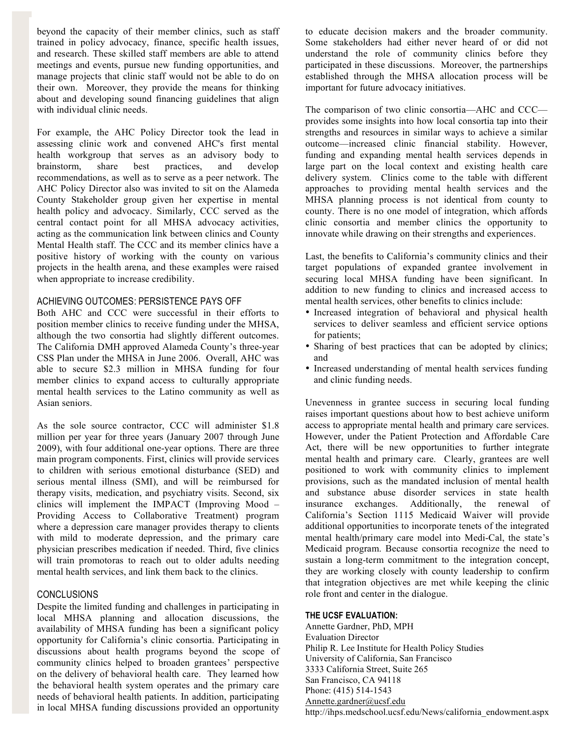beyond the capacity of their member clinics, such as staff trained in policy advocacy, finance, specific health issues, and research. These skilled staff members are able to attend meetings and events, pursue new funding opportunities, and manage projects that clinic staff would not be able to do on their own. Moreover, they provide the means for thinking about and developing sound financing guidelines that align with individual clinic needs.

For example, the AHC Policy Director took the lead in assessing clinic work and convened AHC's first mental health workgroup that serves as an advisory body to brainstorm, share best practices, and develop recommendations, as well as to serve as a peer network. The AHC Policy Director also was invited to sit on the Alameda County Stakeholder group given her expertise in mental health policy and advocacy. Similarly, CCC served as the central contact point for all MHSA advocacy activities, acting as the communication link between clinics and County Mental Health staff. The CCC and its member clinics have a positive history of working with the county on various projects in the health arena, and these examples were raised when appropriate to increase credibility.

## ACHIEVING OUTCOMES: PERSISTENCE PAYS OFF

Both AHC and CCC were successful in their efforts to position member clinics to receive funding under the MHSA, although the two consortia had slightly different outcomes. The California DMH approved Alameda County's three-year CSS Plan under the MHSA in June 2006. Overall, AHC was able to secure $2.3 million in MHSA funding for four member clinics to expand access to culturally appropriate mental health services to the Latino community as well as Asian seniors.

As the sole source contractor, CCC will administer $1.8 million per year for three years (January 2007 through June 2009), with four additional one-year options. There are three main program components. First, clinics will provide services to children with serious emotional disturbance (SED) and serious mental illness (SMI), and will be reimbursed for therapy visits, medication, and psychiatry visits. Second, six clinics will implement the IMPACT (Improving Mood – Providing Access to Collaborative Treatment) program where a depression care manager provides therapy to clients with mild to moderate depression, and the primary care physician prescribes medication if needed. Third, five clinics will train promotoras to reach out to older adults needing mental health services, and link them back to the clinics.

## CONCLUSIONS

Despite the limited funding and challenges in participating in local MHSA planning and allocation discussions, the availability of MHSA funding has been a significant policy opportunity for California's clinic consortia. Participating in discussions about health programs beyond the scope of community clinics helped to broaden grantees' perspective on the delivery of behavioral health care. They learned how the behavioral health system operates and the primary care needs of behavioral health patients. In addition, participating in local MHSA funding discussions provided an opportunity to educate decision makers and the broader community. Some stakeholders had either never heard of or did not understand the role of community clinics before they participated in these discussions. Moreover, the partnerships established through the MHSA allocation process will be important for future advocacy initiatives.

The comparison of two clinic consortia—AHC and CCC—provides some insights into how local consortia tap into their strengths and resources in similar ways to achieve a similar outcome—increased clinic financial stability. However, funding and expanding mental health services depends in large part on the local context and existing health care delivery system. Clinics come to the table with different approaches to providing mental health services and the MHSA planning process is not identical from county to county. There is no one model of integration, which affords clinic consortia and member clinics the opportunity to innovate while drawing on their strengths and experiences.

Last, the benefits to California's community clinics and their target populations of expanded grantee involvement in securing local MHSA funding have been significant. In addition to new funding to clinics and increased access to mental health services, other benefits to clinics include:

- Increased integration of behavioral and physical health services to deliver seamless and efficient service options for patients;
- Sharing of best practices that can be adopted by clinics; and
- Increased understanding of mental health services funding and clinic funding needs.

Unevenness in grantee success in securing local funding raises important questions about how to best achieve uniform access to appropriate mental health and primary care services. However, under the Patient Protection and Affordable Care Act, there will be new opportunities to further integrate mental health and primary care. Clearly, grantees are well positioned to work with community clinics to implement provisions, such as the mandated inclusion of mental health and substance abuse disorder services in state health insurance exchanges. Additionally, the renewal of California's Section 1115 Medicaid Waiver will provide additional opportunities to incorporate tenets of the integrated mental health/primary care model into Medi-Cal, the state's Medicaid program. Because consortia recognize the need to sustain a long-term commitment to the integration concept, they are working closely with county leadership to confirm that integration objectives are met while keeping the clinic role front and center in the dialogue.

**THE UCSF EVALUATION:**

Annette Gardner, PhD, MPH
Evaluation Director
Philip R. Lee Institute for Health Policy Studies
University of California, San Francisco
3333 California Street, Suite 265
San Francisco, CA 94118
Phone: (415) 514-1543
Annette.gardner@ucsf.edu
http://ihps.medschool.ucsf.edu/News/california_endowment.aspx